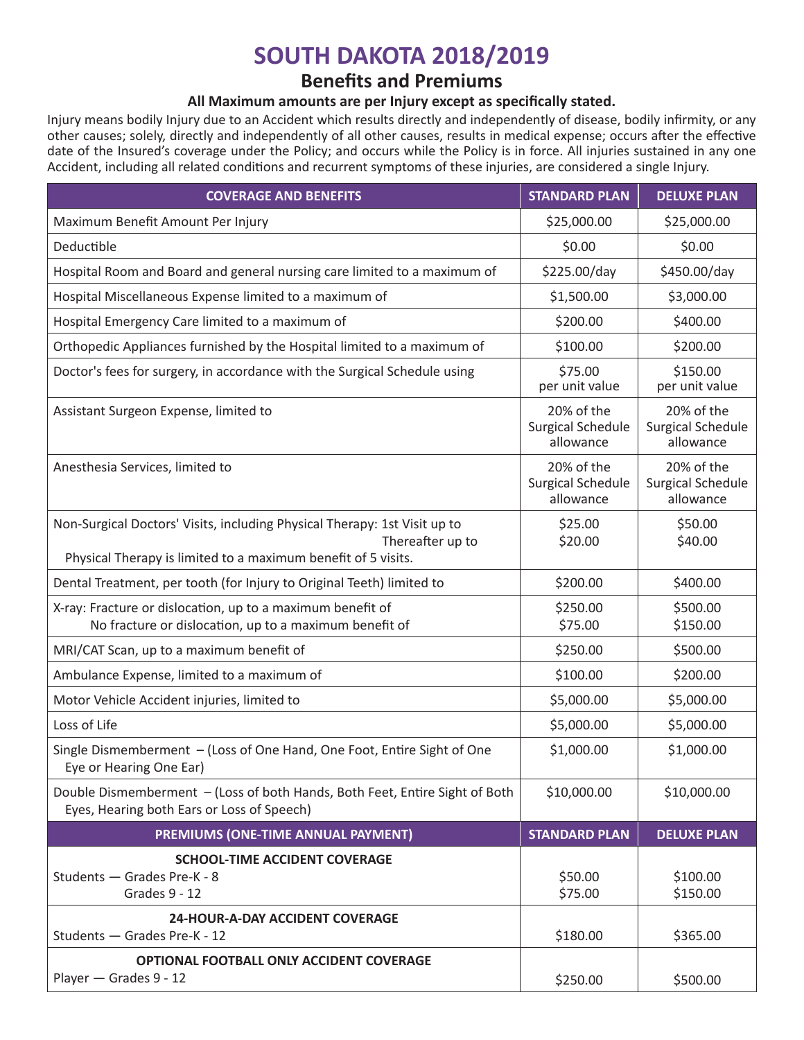# SOUTH DAKOTA 2018/2019

## Benefits and Premiums

**All Maximum amounts are per Injury except as specifically stated.**

Injury means bodily Injury due to an Accident which results directly and independently of disease, bodily infirmity, or any other causes; solely, directly and independently of all other causes, results in medical expense; occurs after the effective date of the Insured's coverage under the Policy; and occurs while the Policy is in force. All injuries sustained in any one Accident, including all related conditions and recurrent symptoms of these injuries, are considered a single Injury.

| COVERAGE AND BENEFITS | STANDARD PLAN | DELUXE PLAN |
|---|---|---|
| Maximum Benefit Amount Per Injury | $25,000.00 | $25,000.00 |
| Deductible | $0.00 | $0.00 |
| Hospital Room and Board and general nursing care limited to a maximum of | $225.00/day | $450.00/day |
| Hospital Miscellaneous Expense limited to a maximum of | $1,500.00 | $3,000.00 |
| Hospital Emergency Care limited to a maximum of | $200.00 | $400.00 |
| Orthopedic Appliances furnished by the Hospital limited to a maximum of | $100.00 | $200.00 |
| Doctor's fees for surgery, in accordance with the Surgical Schedule using | $75.00 per unit value | $150.00 per unit value |
| Assistant Surgeon Expense, limited to | 20% of the Surgical Schedule allowance | 20% of the Surgical Schedule allowance |
| Anesthesia Services, limited to | 20% of the Surgical Schedule allowance | 20% of the Surgical Schedule allowance |
| Non-Surgical Doctors' Visits, including Physical Therapy: 1st Visit up to<br>Thereafter up to<br>Physical Therapy is limited to a maximum benefit of 5 visits. | $25.00<br>$20.00 | $50.00<br>$40.00 |
| Dental Treatment, per tooth (for Injury to Original Teeth) limited to | $200.00 | $400.00 |
| X-ray: Fracture or dislocation, up to a maximum benefit of<br>No fracture or dislocation, up to a maximum benefit of | $250.00<br>$75.00 | $500.00<br>$150.00 |
| MRI/CAT Scan, up to a maximum benefit of | $250.00 | $500.00 |
| Ambulance Expense, limited to a maximum of | $100.00 | $200.00 |
| Motor Vehicle Accident injuries, limited to | $5,000.00 | $5,000.00 |
| Loss of Life | $5,000.00 | $5,000.00 |
| Single Dismemberment – (Loss of One Hand, One Foot, Entire Sight of One Eye or Hearing One Ear) | $1,000.00 | $1,000.00 |
| Double Dismemberment – (Loss of both Hands, Both Feet, Entire Sight of Both Eyes, Hearing both Ears or Loss of Speech) | $10,000.00 | $10,000.00 |

| PREMIUMS (ONE-TIME ANNUAL PAYMENT) | STANDARD PLAN | DELUXE PLAN |
|---|---|---|
| **SCHOOL-TIME ACCIDENT COVERAGE**<br>Students — Grades Pre-K - 8<br>Grades 9 - 12 | <br>$50.00<br>$75.00 | <br>$100.00<br>$150.00 |
| **24-HOUR-A-DAY ACCIDENT COVERAGE**<br>Students — Grades Pre-K - 12 | <br>$180.00 | <br>$365.00 |
| **OPTIONAL FOOTBALL ONLY ACCIDENT COVERAGE**<br>Player — Grades 9 - 12 | <br>$250.00 | <br>$500.00 |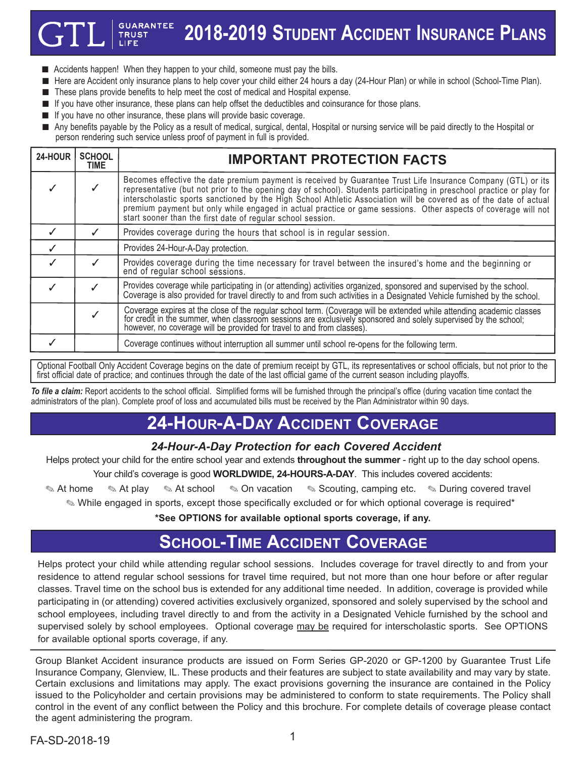# 2018-2019 Student Accident Insurance Plans

GTL | GUARANTEE TRUST LIFE

- Accidents happen! When they happen to your child, someone must pay the bills.
- Here are Accident only insurance plans to help cover your child either 24 hours a day (24-Hour Plan) or while in school (School-Time Plan).
- These plans provide benefits to help meet the cost of medical and Hospital expense.
- If you have other insurance, these plans can help offset the deductibles and coinsurance for those plans.
- If you have no other insurance, these plans will provide basic coverage.
- Any benefits payable by the Policy as a result of medical, surgical, dental, Hospital or nursing service will be paid directly to the Hospital or person rendering such service unless proof of payment in full is provided.

| 24-HOUR | SCHOOL TIME | IMPORTANT PROTECTION FACTS |
|---|---|---|
| ✓ | ✓ | Becomes effective the date premium payment is received by Guarantee Trust Life Insurance Company (GTL) or its representative (but not prior to the opening day of school). Students participating in preschool practice or play for interscholastic sports sanctioned by the High School Athletic Association will be covered as of the date of actual premium payment but only while engaged in actual practice or game sessions. Other aspects of coverage will not start sooner than the first date of regular school session. |
| ✓ | ✓ | Provides coverage during the hours that school is in regular session. |
| ✓ | | Provides 24-Hour-A-Day protection. |
| ✓ | ✓ | Provides coverage during the time necessary for travel between the insured's home and the beginning or end of regular school sessions. |
| ✓ | ✓ | Provides coverage while participating in (or attending) activities organized, sponsored and supervised by the school. Coverage is also provided for travel directly to and from such activities in a Designated Vehicle furnished by the school. |
| | ✓ | Coverage expires at the close of the regular school term. (Coverage will be extended while attending academic classes for credit in the summer, when classroom sessions are exclusively sponsored and solely supervised by the school; however, no coverage will be provided for travel to and from classes). |
| ✓ | | Coverage continues without interruption all summer until school re-opens for the following term. |

Optional Football Only Accident Coverage begins on the date of premium receipt by GTL, its representatives or school officials, but not prior to the first official date of practice; and continues through the date of the last official game of the current season including playoffs.

***To file a claim:*** Report accidents to the school official. Simplified forms will be furnished through the principal's office (during vacation time contact the administrators of the plan). Complete proof of loss and accumulated bills must be received by the Plan Administrator within 90 days.

## 24-Hour-A-Day Accident Coverage

### *24-Hour-A-Day Protection for each Covered Accident*

Helps protect your child for the entire school year and extends **throughout the summer** - right up to the day school opens.

Your child's coverage is good **WORLDWIDE, 24-HOURS-A-DAY**. This includes covered accidents:

✎ At home ✎ At play ✎ At school ✎ On vacation ✎ Scouting, camping etc. ✎ During covered travel

✎ While engaged in sports, except those specifically excluded or for which optional coverage is required*

**\*See OPTIONS for available optional sports coverage, if any.**

## School-Time Accident Coverage

Helps protect your child while attending regular school sessions. Includes coverage for travel directly to and from your residence to attend regular school sessions for travel time required, but not more than one hour before or after regular classes. Travel time on the school bus is extended for any additional time needed. In addition, coverage is provided while participating in (or attending) covered activities exclusively organized, sponsored and solely supervised by the school and school employees, including travel directly to and from the activity in a Designated Vehicle furnished by the school and supervised solely by school employees. Optional coverage may be required for interscholastic sports. See OPTIONS for available optional sports coverage, if any.

Group Blanket Accident insurance products are issued on Form Series GP-2020 or GP-1200 by Guarantee Trust Life Insurance Company, Glenview, IL. These products and their features are subject to state availability and may vary by state. Certain exclusions and limitations may apply. The exact provisions governing the insurance are contained in the Policy issued to the Policyholder and certain provisions may be administered to conform to state requirements. The Policy shall control in the event of any conflict between the Policy and this brochure. For complete details of coverage please contact the agent administering the program.

FA-SD-2018-19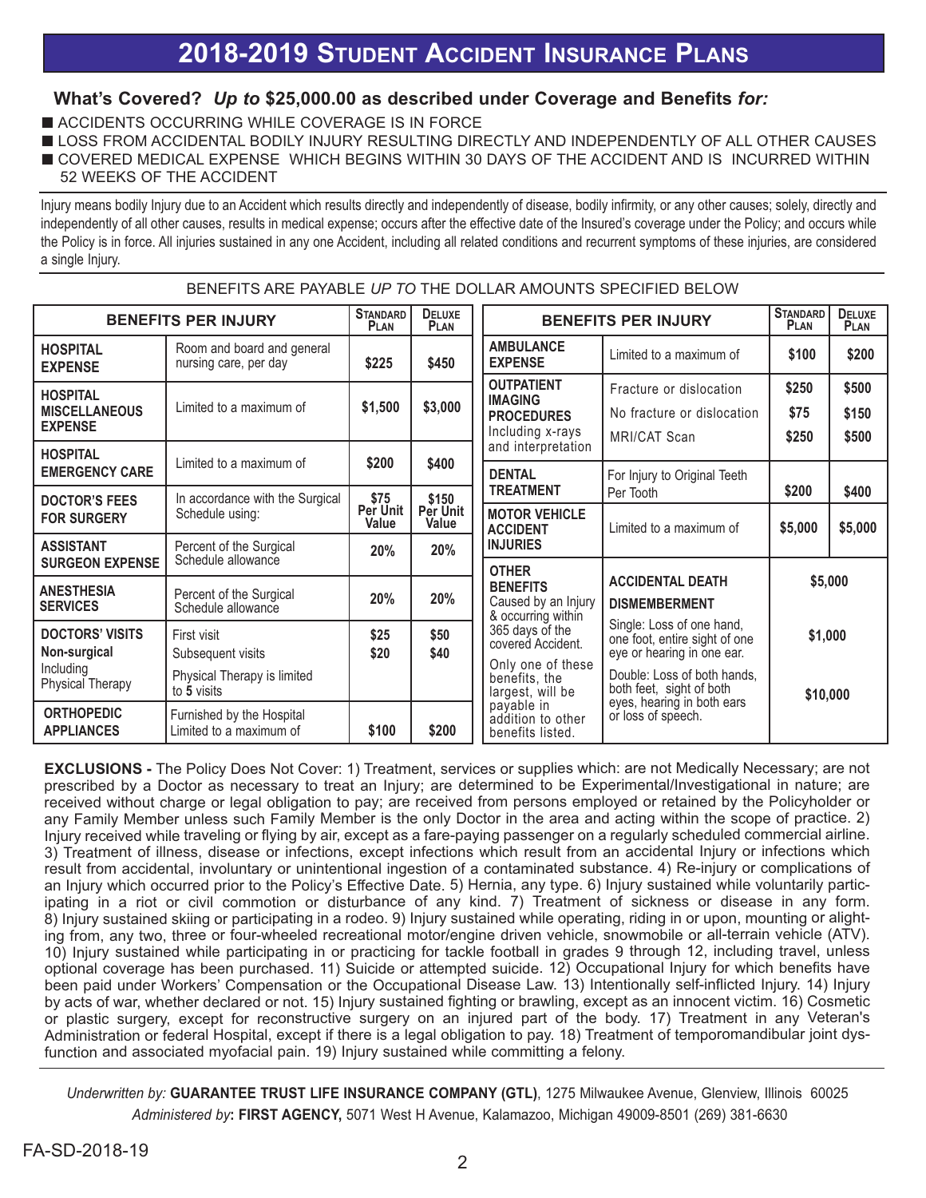# 2018-2019 Student Accident Insurance Plans

### What's Covered? *Up to* $25,000.00 as described under Coverage and Benefits *for:*

- ACCIDENTS OCCURRING WHILE COVERAGE IS IN FORCE
- LOSS FROM ACCIDENTAL BODILY INJURY RESULTING DIRECTLY AND INDEPENDENTLY OF ALL OTHER CAUSES
- COVERED MEDICAL EXPENSE WHICH BEGINS WITHIN 30 DAYS OF THE ACCIDENT AND IS INCURRED WITHIN 52 WEEKS OF THE ACCIDENT

Injury means bodily Injury due to an Accident which results directly and independently of disease, bodily infirmity, or any other causes; solely, directly and independently of all other causes, results in medical expense; occurs after the effective date of the Insured's coverage under the Policy; and occurs while the Policy is in force. All injuries sustained in any one Accident, including all related conditions and recurrent symptoms of these injuries, are considered a single Injury.

BENEFITS ARE PAYABLE *UP TO* THE DOLLAR AMOUNTS SPECIFIED BELOW

| BENEFITS PER INJURY | | Standard Plan | Deluxe Plan |
|---|---|---|---|
| **HOSPITAL EXPENSE** | Room and board and general nursing care, per day | $225 | $450 |
| **HOSPITAL MISCELLANEOUS EXPENSE** | Limited to a maximum of | $1,500 | $3,000 |
| **HOSPITAL EMERGENCY CARE** | Limited to a maximum of | $200 | $400 |
| **DOCTOR'S FEES FOR SURGERY** | In accordance with the Surgical Schedule using: | $75 Per Unit Value | $150 Per Unit Value |
| **ASSISTANT SURGEON EXPENSE** | Percent of the Surgical Schedule allowance | 20% | 20% |
| **ANESTHESIA SERVICES** | Percent of the Surgical Schedule allowance | 20% | 20% |
| **DOCTORS' VISITS Non-surgical** Including Physical Therapy | First visit<br>Subsequent visits<br>Physical Therapy is limited to **5** visits | $25<br>$20 | $50<br>$40 |
| **ORTHOPEDIC APPLIANCES** | Furnished by the Hospital Limited to a maximum of | $100 | $200 |

| BENEFITS PER INJURY | | Standard Plan | Deluxe Plan |
|---|---|---|---|
| **AMBULANCE EXPENSE** | Limited to a maximum of | $100 | $200 |
| **OUTPATIENT IMAGING PROCEDURES** Including x-rays and interpretation | Fracture or dislocation<br>No fracture or dislocation<br>MRI/CAT Scan | $250<br>$75<br>$250 | $500<br>$150<br>$500 |
| **DENTAL TREATMENT** | For Injury to Original Teeth Per Tooth | $200 | $400 |
| **MOTOR VEHICLE ACCIDENT INJURIES** | Limited to a maximum of | $5,000 | $5,000 |
| **OTHER BENEFITS** Caused by an Injury & occurring within 365 days of the covered Accident. Only one of these benefits, the largest, will be payable in addition to other benefits listed. | **ACCIDENTAL DEATH** | $5,000 | |
| | **DISMEMBERMENT**<br>Single: Loss of one hand, one foot, entire sight of one eye or hearing in one ear. | $1,000 | |
| | Double: Loss of both hands, both feet, sight of both eyes, hearing in both ears or loss of speech. | $10,000 | |

**EXCLUSIONS -** The Policy Does Not Cover: 1) Treatment, services or supplies which: are not Medically Necessary; are not prescribed by a Doctor as necessary to treat an Injury; are determined to be Experimental/Investigational in nature; are received without charge or legal obligation to pay; are received from persons employed or retained by the Policyholder or any Family Member unless such Family Member is the only Doctor in the area and acting within the scope of practice. 2) Injury received while traveling or flying by air, except as a fare-paying passenger on a regularly scheduled commercial airline. 3) Treatment of illness, disease or infections, except infections which result from an accidental Injury or infections which result from accidental, involuntary or unintentional ingestion of a contaminated substance. 4) Re-injury or complications of an Injury which occurred prior to the Policy's Effective Date. 5) Hernia, any type. 6) Injury sustained while voluntarily participating in a riot or civil commotion or disturbance of any kind. 7) Treatment of sickness or disease in any form. 8) Injury sustained skiing or participating in a rodeo. 9) Injury sustained while operating, riding in or upon, mounting or alighting from, any two, three or four-wheeled recreational motor/engine driven vehicle, snowmobile or all-terrain vehicle (ATV). 10) Injury sustained while participating in or practicing for tackle football in grades 9 through 12, including travel, unless optional coverage has been purchased. 11) Suicide or attempted suicide. 12) Occupational Injury for which benefits have been paid under Workers' Compensation or the Occupational Disease Law. 13) Intentionally self-inflicted Injury. 14) Injury by acts of war, whether declared or not. 15) Injury sustained fighting or brawling, except as an innocent victim. 16) Cosmetic or plastic surgery, except for reconstructive surgery on an injured part of the body. 17) Treatment in any Veteran's Administration or federal Hospital, except if there is a legal obligation to pay. 18) Treatment of temporomandibular joint dysfunction and associated myofacial pain. 19) Injury sustained while committing a felony.

*Underwritten by:* **GUARANTEE TRUST LIFE INSURANCE COMPANY (GTL)**, 1275 Milwaukee Avenue, Glenview, Illinois 60025
*Administered by*: **FIRST AGENCY,** 5071 West H Avenue, Kalamazoo, Michigan 49009-8501 (269) 381-6630

FA-SD-2018-19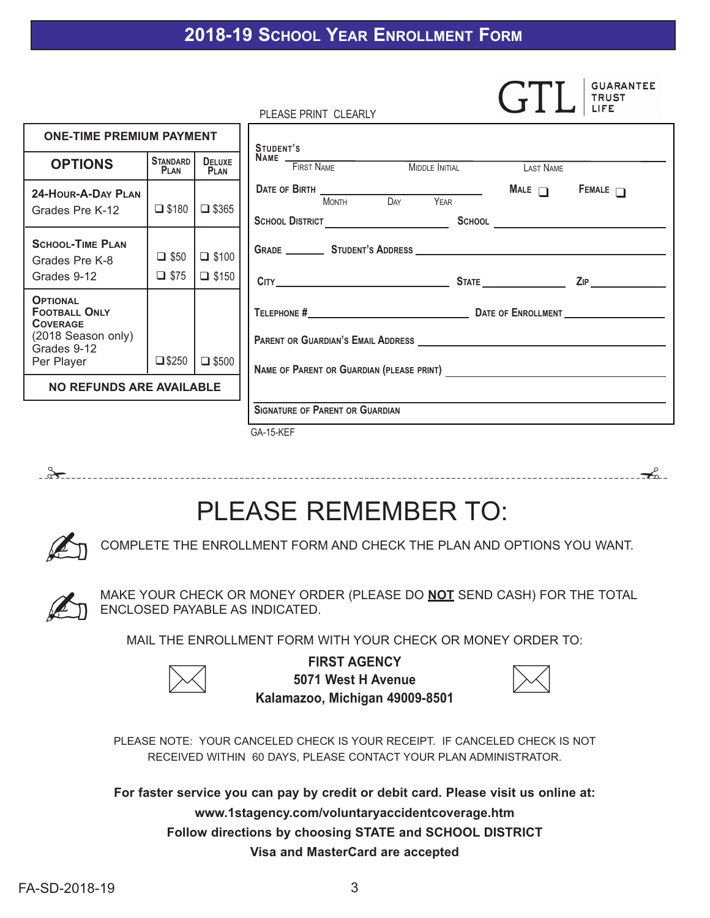# 2018-19 School Year Enrollment Form

GTL | GUARANTEE TRUST LIFE

| ONE-TIME PREMIUM PAYMENT | | |
|---|---|---|
| **OPTIONS** | **STANDARD PLAN** | **DELUXE PLAN** |
| **24-HOUR-A-DAY PLAN** Grades Pre K-12 | ❑ $180 | ❑ $365 |
| **SCHOOL-TIME PLAN** Grades Pre K-8 | ❑ $50 | ❑ $100 |
| Grades 9-12 | ❑ $75 | ❑ $150 |
| **OPTIONAL FOOTBALL ONLY COVERAGE** (2018 Season only) Grades 9-12 Per Player | ❑ $250 | ❑ $500 |
| **NO REFUNDS ARE AVAILABLE** | | |

PLEASE PRINT CLEARLY

STUDENT'S NAME ____________________ (FIRST NAME, MIDDLE INITIAL, LAST NAME)

DATE OF BIRTH ____________________ (MONTH, DAY, YEAR) MALE ❑ FEMALE ❑

SCHOOL DISTRICT ____________________ SCHOOL ____________________

GRADE ________ STUDENT'S ADDRESS ____________________

CITY ____________________ STATE ____________ ZIP ____________

TELEPHONE # ____________________ DATE OF ENROLLMENT ____________________

PARENT OR GUARDIAN'S EMAIL ADDRESS ____________________

NAME OF PARENT OR GUARDIAN (PLEASE PRINT) ____________________

SIGNATURE OF PARENT OR GUARDIAN ____________________

GA-15-KEF

---

# PLEASE REMEMBER TO:

COMPLETE THE ENROLLMENT FORM AND CHECK THE PLAN AND OPTIONS YOU WANT.

MAKE YOUR CHECK OR MONEY ORDER (PLEASE DO **NOT** SEND CASH) FOR THE TOTAL ENCLOSED PAYABLE AS INDICATED.

MAIL THE ENROLLMENT FORM WITH YOUR CHECK OR MONEY ORDER TO:

**FIRST AGENCY**
**5071 West H Avenue**
**Kalamazoo, Michigan 49009-8501**

PLEASE NOTE: YOUR CANCELED CHECK IS YOUR RECEIPT. IF CANCELED CHECK IS NOT RECEIVED WITHIN 60 DAYS, PLEASE CONTACT YOUR PLAN ADMINISTRATOR.

**For faster service you can pay by credit or debit card. Please visit us online at:**
**www.1stagency.com/voluntaryaccidentcoverage.htm**
**Follow directions by choosing STATE and SCHOOL DISTRICT**
**Visa and MasterCard are accepted**

FA-SD-2018-19